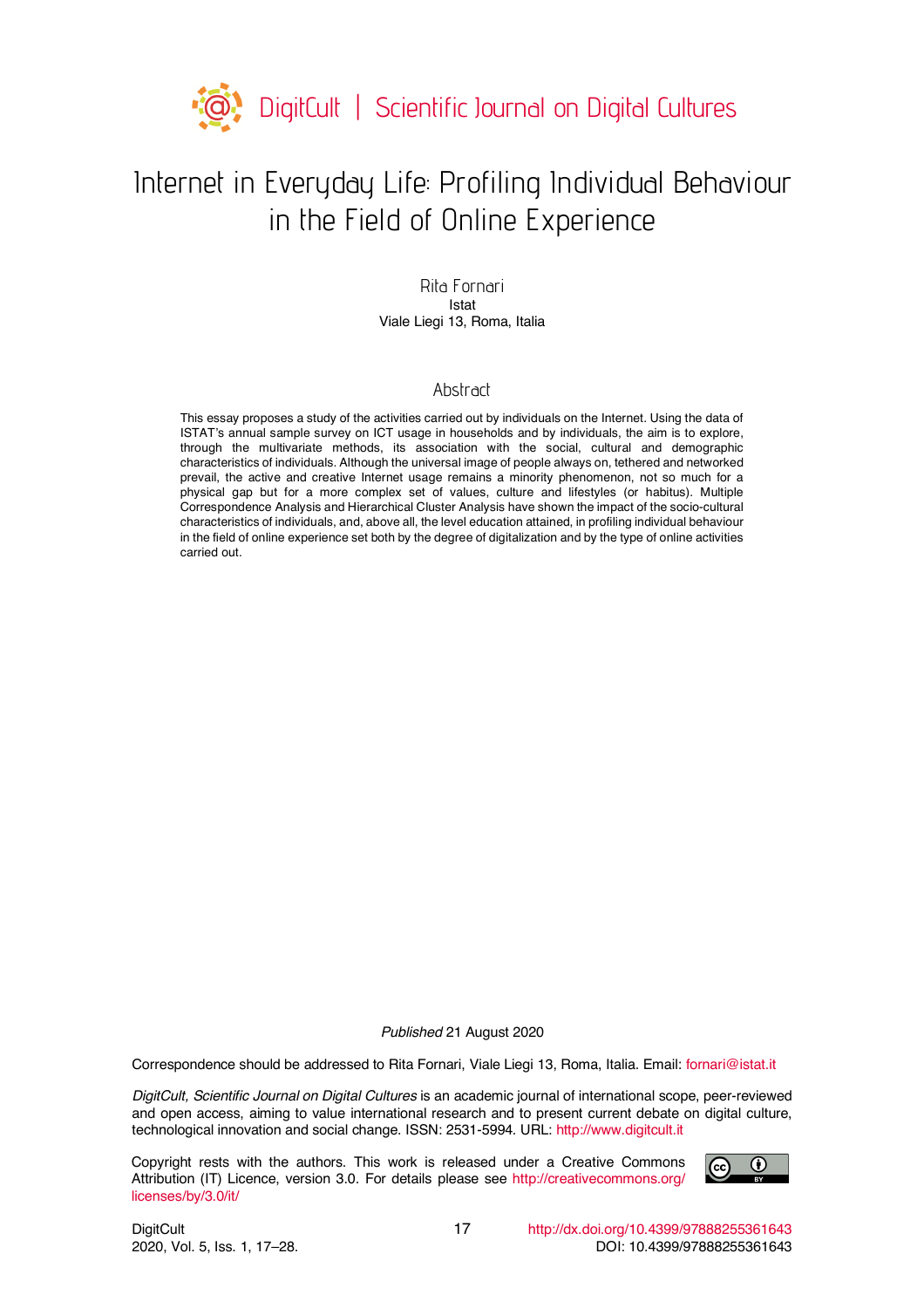# Internet in Everyday Life: Profiling Individual Behaviour in the Field of Online Experience

Rita Fornari
Istat
Viale Liegi 13, Roma, Italia

## Abstract

This essay proposes a study of the activities carried out by individuals on the Internet. Using the data of ISTAT's annual sample survey on ICT usage in households and by individuals, the aim is to explore, through the multivariate methods, its association with the social, cultural and demographic characteristics of individuals. Although the universal image of people always on, tethered and networked prevail, the active and creative Internet usage remains a minority phenomenon, not so much for a physical gap but for a more complex set of values, culture and lifestyles (or habitus). Multiple Correspondence Analysis and Hierarchical Cluster Analysis have shown the impact of the socio-cultural characteristics of individuals, and, above all, the level education attained, in profiling individual behaviour in the field of online experience set both by the degree of digitalization and by the type of online activities carried out.

*Published* 21 August 2020

Correspondence should be addressed to Rita Fornari, Viale Liegi 13, Roma, Italia. Email: fornari@istat.it

*DigitCult, Scientific Journal on Digital Cultures* is an academic journal of international scope, peer-reviewed and open access, aiming to value international research and to present current debate on digital culture, technological innovation and social change. ISSN: 2531-5994. URL: http://www.digitcult.it

Copyright rests with the authors. This work is released under a Creative Commons Attribution (IT) Licence, version 3.0. For details please see http://creativecommons.org/licenses/by/3.0/it/

http://dx.doi.org/10.4399/97888255361643
DOI: 10.4399/97888255361643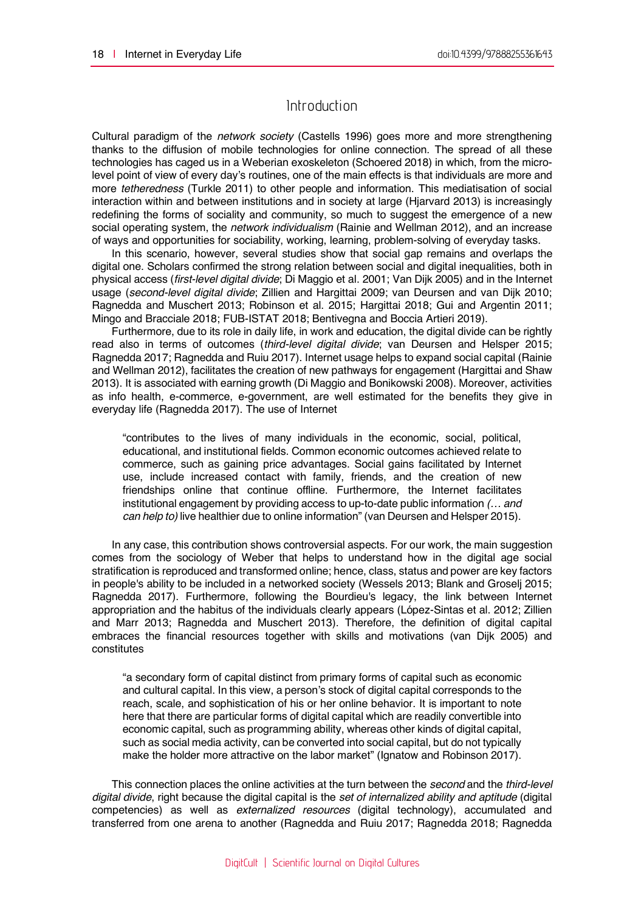# Introduction

Cultural paradigm of the *network society* (Castells 1996) goes more and more strengthening thanks to the diffusion of mobile technologies for online connection. The spread of all these technologies has caged us in a Weberian exoskeleton (Schoered 2018) in which, from the micro-level point of view of every day's routines, one of the main effects is that individuals are more and more *tetheredness* (Turkle 2011) to other people and information. This mediatisation of social interaction within and between institutions and in society at large (Hjarvard 2013) is increasingly redefining the forms of sociality and community, so much to suggest the emergence of a new social operating system, the *network individualism* (Rainie and Wellman 2012), and an increase of ways and opportunities for sociability, working, learning, problem-solving of everyday tasks.

In this scenario, however, several studies show that social gap remains and overlaps the digital one. Scholars confirmed the strong relation between social and digital inequalities, both in physical access (*first-level digital divide*; Di Maggio et al. 2001; Van Dijk 2005) and in the Internet usage (*second-level digital divide*; Zillien and Hargittai 2009; van Deursen and van Dijk 2010; Ragnedda and Muschert 2013; Robinson et al. 2015; Hargittai 2018; Gui and Argentin 2011; Mingo and Bracciale 2018; FUB-ISTAT 2018; Bentivegna and Boccia Artieri 2019).

Furthermore, due to its role in daily life, in work and education, the digital divide can be rightly read also in terms of outcomes (*third-level digital divide*; van Deursen and Helsper 2015; Ragnedda 2017; Ragnedda and Ruiu 2017). Internet usage helps to expand social capital (Rainie and Wellman 2012), facilitates the creation of new pathways for engagement (Hargittai and Shaw 2013). It is associated with earning growth (Di Maggio and Bonikowski 2008). Moreover, activities as info health, e-commerce, e-government, are well estimated for the benefits they give in everyday life (Ragnedda 2017). The use of Internet

> "contributes to the lives of many individuals in the economic, social, political, educational, and institutional fields. Common economic outcomes achieved relate to commerce, such as gaining price advantages. Social gains facilitated by Internet use, include increased contact with family, friends, and the creation of new friendships online that continue offline. Furthermore, the Internet facilitates institutional engagement by providing access to up-to-date public information *(… and can help to)* live healthier due to online information" (van Deursen and Helsper 2015).

In any case, this contribution shows controversial aspects. For our work, the main suggestion comes from the sociology of Weber that helps to understand how in the digital age social stratification is reproduced and transformed online; hence, class, status and power are key factors in people's ability to be included in a networked society (Wessels 2013; Blank and Groselj 2015; Ragnedda 2017). Furthermore, following the Bourdieu's legacy, the link between Internet appropriation and the habitus of the individuals clearly appears (López-Sintas et al. 2012; Zillien and Marr 2013; Ragnedda and Muschert 2013). Therefore, the definition of digital capital embraces the financial resources together with skills and motivations (van Dijk 2005) and constitutes

> "a secondary form of capital distinct from primary forms of capital such as economic and cultural capital. In this view, a person's stock of digital capital corresponds to the reach, scale, and sophistication of his or her online behavior. It is important to note here that there are particular forms of digital capital which are readily convertible into economic capital, such as programming ability, whereas other kinds of digital capital, such as social media activity, can be converted into social capital, but do not typically make the holder more attractive on the labor market" (Ignatow and Robinson 2017).

This connection places the online activities at the turn between the *second* and the *third-level digital divide*, right because the digital capital is the *set of internalized ability and aptitude* (digital competencies) as well as *externalized resources* (digital technology), accumulated and transferred from one arena to another (Ragnedda and Ruiu 2017; Ragnedda 2018; Ragnedda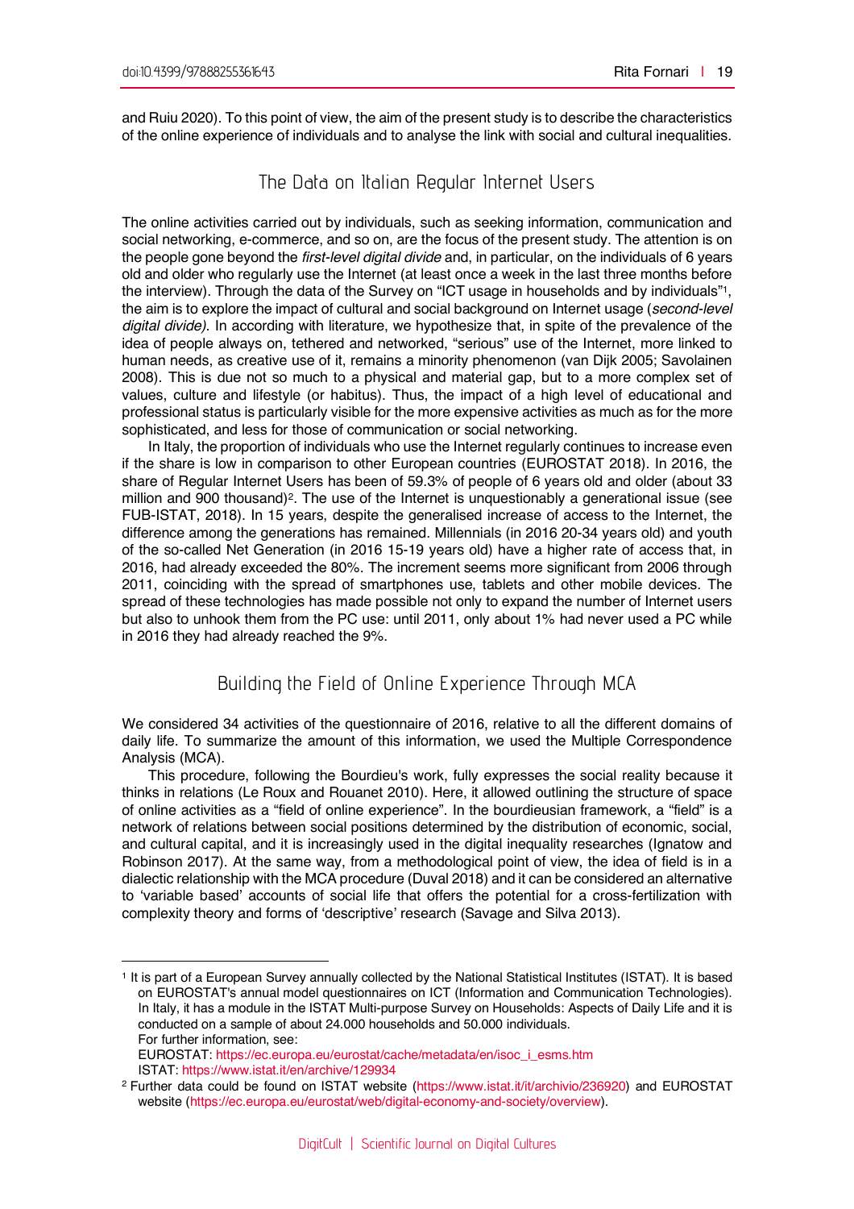and Ruiu 2020). To this point of view, the aim of the present study is to describe the characteristics of the online experience of individuals and to analyse the link with social and cultural inequalities.

## The Data on Italian Regular Internet Users

The online activities carried out by individuals, such as seeking information, communication and social networking, e-commerce, and so on, are the focus of the present study. The attention is on the people gone beyond the *first-level digital divide* and, in particular, on the individuals of 6 years old and older who regularly use the Internet (at least once a week in the last three months before the interview). Through the data of the Survey on "ICT usage in households and by individuals"[1], the aim is to explore the impact of cultural and social background on Internet usage (*second-level digital divide)*. In according with literature, we hypothesize that, in spite of the prevalence of the idea of people always on, tethered and networked, "serious" use of the Internet, more linked to human needs, as creative use of it, remains a minority phenomenon (van Dijk 2005; Savolainen 2008). This is due not so much to a physical and material gap, but to a more complex set of values, culture and lifestyle (or habitus). Thus, the impact of a high level of educational and professional status is particularly visible for the more expensive activities as much as for the more sophisticated, and less for those of communication or social networking.

In Italy, the proportion of individuals who use the Internet regularly continues to increase even if the share is low in comparison to other European countries (EUROSTAT 2018). In 2016, the share of Regular Internet Users has been of 59.3% of people of 6 years old and older (about 33 million and 900 thousand)[2]. The use of the Internet is unquestionably a generational issue (see FUB-ISTAT, 2018). In 15 years, despite the generalised increase of access to the Internet, the difference among the generations has remained. Millennials (in 2016 20-34 years old) and youth of the so-called Net Generation (in 2016 15-19 years old) have a higher rate of access that, in 2016, had already exceeded the 80%. The increment seems more significant from 2006 through 2011, coinciding with the spread of smartphones use, tablets and other mobile devices. The spread of these technologies has made possible not only to expand the number of Internet users but also to unhook them from the PC use: until 2011, only about 1% had never used a PC while in 2016 they had already reached the 9%.

## Building the Field of Online Experience Through MCA

We considered 34 activities of the questionnaire of 2016, relative to all the different domains of daily life. To summarize the amount of this information, we used the Multiple Correspondence Analysis (MCA).

This procedure, following the Bourdieu's work, fully expresses the social reality because it thinks in relations (Le Roux and Rouanet 2010). Here, it allowed outlining the structure of space of online activities as a "field of online experience". In the bourdieusian framework, a "field" is a network of relations between social positions determined by the distribution of economic, social, and cultural capital, and it is increasingly used in the digital inequality researches (Ignatow and Robinson 2017). At the same way, from a methodological point of view, the idea of field is in a dialectic relationship with the MCA procedure (Duval 2018) and it can be considered an alternative to 'variable based' accounts of social life that offers the potential for a cross-fertilization with complexity theory and forms of 'descriptive' research (Savage and Silva 2013).

---

[1] It is part of a European Survey annually collected by the National Statistical Institutes (ISTAT). It is based on EUROSTAT's annual model questionnaires on ICT (Information and Communication Technologies). In Italy, it has a module in the ISTAT Multi-purpose Survey on Households: Aspects of Daily Life and it is conducted on a sample of about 24.000 households and 50.000 individuals.
For further information, see:
EUROSTAT: https://ec.europa.eu/eurostat/cache/metadata/en/isoc_i_esms.htm
ISTAT: https://www.istat.it/en/archive/129934

[2] Further data could be found on ISTAT website (https://www.istat.it/it/archivio/236920) and EUROSTAT website (https://ec.europa.eu/eurostat/web/digital-economy-and-society/overview).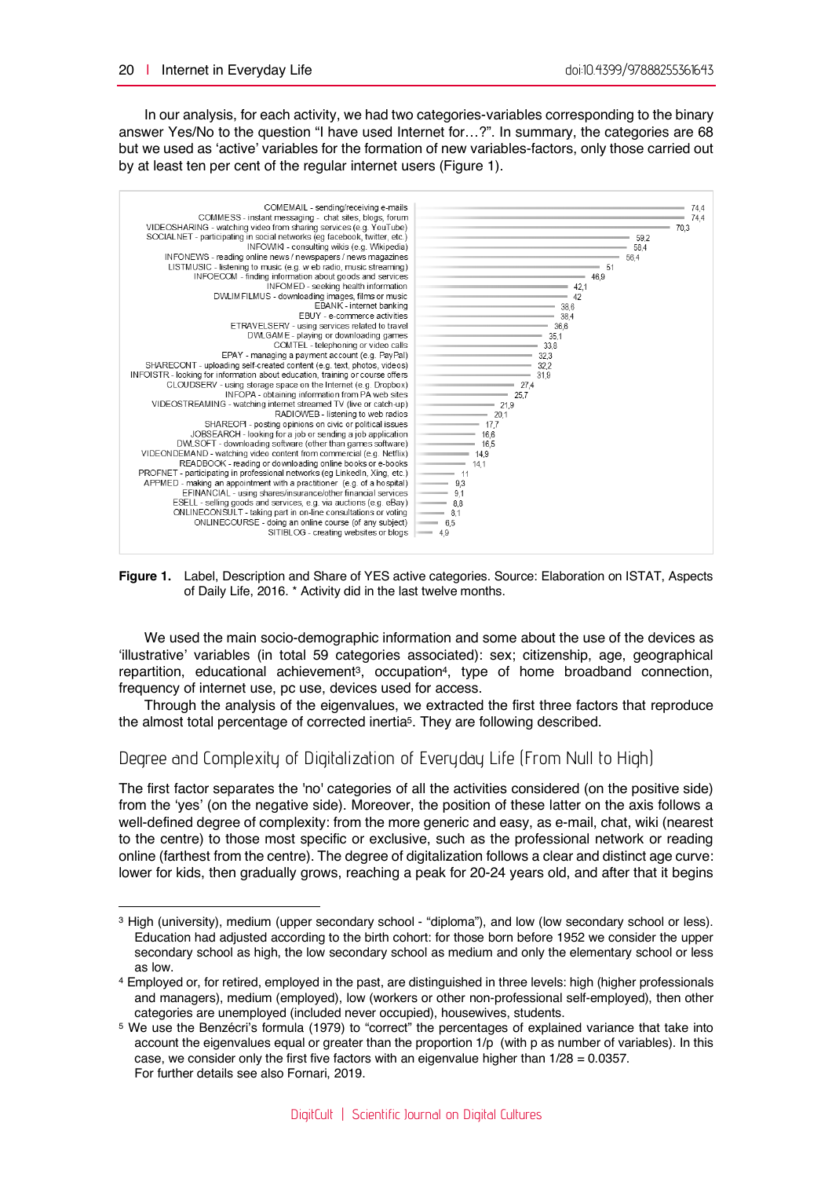In our analysis, for each activity, we had two categories-variables corresponding to the binary answer Yes/No to the question "I have used Internet for…?". In summary, the categories are 68 but we used as 'active' variables for the formation of new variables-factors, only those carried out by at least ten per cent of the regular internet users (Figure 1).

| Label - Description | Share of YES |
|---|---|
| COMEMAIL - sending/receiving e-mails | 74,4 |
| COMMESS - instant messaging - chat sites, blogs, forum | 74,4 |
| VIDEOSHARING - watching video from sharing services (e.g. YouTube) | 70,3 |
| SOCIALNET - participating in social networks (eg facebook, twitter, etc.) | 59,2 |
| INFOWIKI - consulting wikis (e.g. Wikipedia) | 58,4 |
| INFONEWS - reading online news / newspapers / news magazines | 56,4 |
| LISTMUSIC - listening to music (e.g. web radio, music streaming) | 51 |
| INFOECOM - finding information about goods and services | 46,9 |
| INFOMED - seeking health information | 42,1 |
| DWLIMFILMUS - downloading images, films or music | 42 |
| EBANK - internet banking | 38,6 |
| EBUY - e-commerce activities | 38,4 |
| ETRAVELSERV - using services related to travel | 36,6 |
| DWLGAME - playing or downloading games | 35,1 |
| COMTEL - telephoning or video calls | 33,8 |
| EPAY - managing a payment account (e.g. PayPal) | 32,3 |
| SHARECONT - uploading self-created content (e.g. text, photos, videos) | 32,2 |
| INFOISTR - looking for information about education, training or course offers | 31,9 |
| CLOUDSERV - using storage space on the Internet (e.g. Dropbox) | 27,4 |
| INFOPA - obtaining information from PA web sites | 25,7 |
| VIDEOSTREAMING - watching internet streamed TV (live or catch-up) | 21,9 |
| RADIOWEB - listening to web radios | 20,1 |
| SHAREOPI - posting opinions on civic or political issues | 17,7 |
| JOBSEARCH - looking for a job or sending a job application | 16,6 |
| DWLSOFT - downloading software (other than games software) | 16,5 |
| VIDEONDEMAND - watching video content from commercial (e.g. Netflix) | 14,9 |
| READBOOK - reading or downloading online books or e-books | 14,1 |
| PROFNET - participating in professional networks (eg LinkedIn, Xing, etc.) | 11 |
| APPMED - making an appointment with a practitioner (e.g. of a hospital) | 9,3 |
| EFINANCIAL - using shares/insurance/other financial services | 9,1 |
| ESELL - selling goods and services, e.g. via auctions (e.g. eBay) | 8,8 |
| ONLINECONSULT - taking part in on-line consultations or voting | 8,1 |
| ONLINECOURSE - doing an online course (of any subject) | 6,5 |
| SITIBLOG - creating websites or blogs | 4,9 |

**Figure 1.** Label, Description and Share of YES active categories. Source: Elaboration on ISTAT, Aspects of Daily Life, 2016. * Activity did in the last twelve months.

We used the main socio-demographic information and some about the use of the devices as 'illustrative' variables (in total 59 categories associated): sex; citizenship, age, geographical repartition, educational achievement[3], occupation[4], type of home broadband connection, frequency of internet use, pc use, devices used for access.

Through the analysis of the eigenvalues, we extracted the first three factors that reproduce the almost total percentage of corrected inertia[5]. They are following described.

## Degree and Complexity of Digitalization of Everyday Life (From Null to High)

The first factor separates the 'no' categories of all the activities considered (on the positive side) from the 'yes' (on the negative side). Moreover, the position of these latter on the axis follows a well-defined degree of complexity: from the more generic and easy, as e-mail, chat, wiki (nearest to the centre) to those most specific or exclusive, such as the professional network or reading online (farthest from the centre). The degree of digitalization follows a clear and distinct age curve: lower for kids, then gradually grows, reaching a peak for 20-24 years old, and after that it begins

[3] High (university), medium (upper secondary school - "diploma"), and low (low secondary school or less). Education had adjusted according to the birth cohort: for those born before 1952 we consider the upper secondary school as high, the low secondary school as medium and only the elementary school or less as low.

[4] Employed or, for retired, employed in the past, are distinguished in three levels: high (higher professionals and managers), medium (employed), low (workers or other non-professional self-employed), then other categories are unemployed (included never occupied), housewives, students.

[5] We use the Benzécri's formula (1979) to "correct" the percentages of explained variance that take into account the eigenvalues equal or greater than the proportion 1/p (with p as number of variables). In this case, we consider only the first five factors with an eigenvalue higher than 1/28 = 0.0357. For further details see also Fornari, 2019.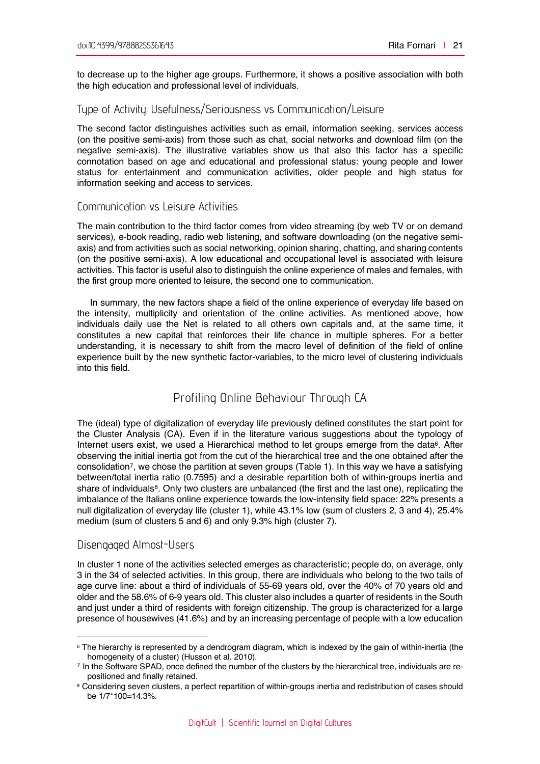to decrease up to the higher age groups. Furthermore, it shows a positive association with both the high education and professional level of individuals.

### Type of Activity: Usefulness/Seriousness vs Communication/Leisure

The second factor distinguishes activities such as email, information seeking, services access (on the positive semi-axis) from those such as chat, social networks and download film (on the negative semi-axis). The illustrative variables show us that also this factor has a specific connotation based on age and educational and professional status: young people and lower status for entertainment and communication activities, older people and high status for information seeking and access to services.

### Communication vs Leisure Activities

The main contribution to the third factor comes from video streaming (by web TV or on demand services), e-book reading, radio web listening, and software downloading (on the negative semi-axis) and from activities such as social networking, opinion sharing, chatting, and sharing contents (on the positive semi-axis). A low educational and occupational level is associated with leisure activities. This factor is useful also to distinguish the online experience of males and females, with the first group more oriented to leisure, the second one to communication.

In summary, the new factors shape a field of the online experience of everyday life based on the intensity, multiplicity and orientation of the online activities. As mentioned above, how individuals daily use the Net is related to all others own capitals and, at the same time, it constitutes a new capital that reinforces their life chance in multiple spheres. For a better understanding, it is necessary to shift from the macro level of definition of the field of online experience built by the new synthetic factor-variables, to the micro level of clustering individuals into this field.

## Profiling Online Behaviour Through CA

The (ideal) type of digitalization of everyday life previously defined constitutes the start point for the Cluster Analysis (CA). Even if in the literature various suggestions about the typology of Internet users exist, we used a Hierarchical method to let groups emerge from the data[6]. After observing the initial inertia got from the cut of the hierarchical tree and the one obtained after the consolidation[7], we chose the partition at seven groups (Table 1). In this way we have a satisfying between/total inertia ratio (0.7595) and a desirable repartition both of within-groups inertia and share of individuals[8]. Only two clusters are unbalanced (the first and the last one), replicating the imbalance of the Italians online experience towards the low-intensity field space: 22% presents a null digitalization of everyday life (cluster 1), while 43.1% low (sum of clusters 2, 3 and 4), 25.4% medium (sum of clusters 5 and 6) and only 9.3% high (cluster 7).

### Disengaged Almost-Users

In cluster 1 none of the activities selected emerges as characteristic; people do, on average, only 3 in the 34 of selected activities. In this group, there are individuals who belong to the two tails of age curve line: about a third of individuals of 55-69 years old, over the 40% of 70 years old and older and the 58.6% of 6-9 years old. This cluster also includes a quarter of residents in the South and just under a third of residents with foreign citizenship. The group is characterized for a large presence of housewives (41.6%) and by an increasing percentage of people with a low education

---

[6] The hierarchy is represented by a dendrogram diagram, which is indexed by the gain of within-inertia (the homogeneity of a cluster) (Husson et al. 2010).

[7] In the Software SPAD, once defined the number of the clusters by the hierarchical tree, individuals are re-positioned and finally retained.

[8] Considering seven clusters, a perfect repartition of within-groups inertia and redistribution of cases should be 1/7*100=14.3%.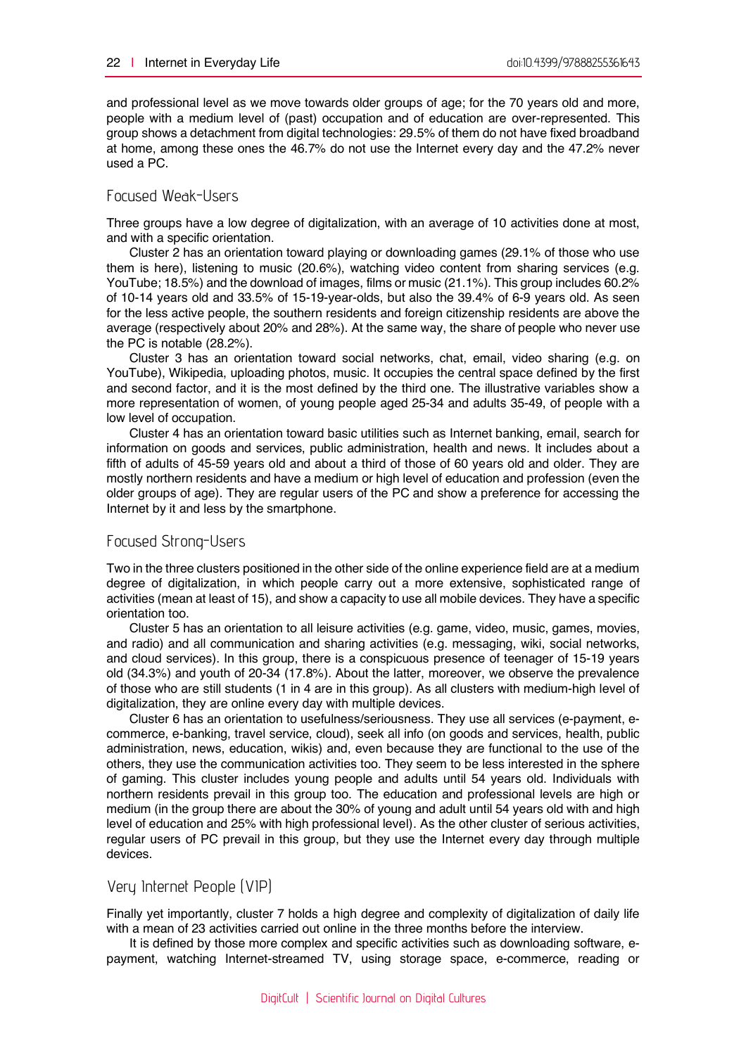and professional level as we move towards older groups of age; for the 70 years old and more, people with a medium level of (past) occupation and of education are over-represented. This group shows a detachment from digital technologies: 29.5% of them do not have fixed broadband at home, among these ones the 46.7% do not use the Internet every day and the 47.2% never used a PC.

### Focused Weak-Users

Three groups have a low degree of digitalization, with an average of 10 activities done at most, and with a specific orientation.

Cluster 2 has an orientation toward playing or downloading games (29.1% of those who use them is here), listening to music (20.6%), watching video content from sharing services (e.g. YouTube; 18.5%) and the download of images, films or music (21.1%). This group includes 60.2% of 10-14 years old and 33.5% of 15-19-year-olds, but also the 39.4% of 6-9 years old. As seen for the less active people, the southern residents and foreign citizenship residents are above the average (respectively about 20% and 28%). At the same way, the share of people who never use the PC is notable (28.2%).

Cluster 3 has an orientation toward social networks, chat, email, video sharing (e.g. on YouTube), Wikipedia, uploading photos, music. It occupies the central space defined by the first and second factor, and it is the most defined by the third one. The illustrative variables show a more representation of women, of young people aged 25-34 and adults 35-49, of people with a low level of occupation.

Cluster 4 has an orientation toward basic utilities such as Internet banking, email, search for information on goods and services, public administration, health and news. It includes about a fifth of adults of 45-59 years old and about a third of those of 60 years old and older. They are mostly northern residents and have a medium or high level of education and profession (even the older groups of age). They are regular users of the PC and show a preference for accessing the Internet by it and less by the smartphone.

### Focused Strong-Users

Two in the three clusters positioned in the other side of the online experience field are at a medium degree of digitalization, in which people carry out a more extensive, sophisticated range of activities (mean at least of 15), and show a capacity to use all mobile devices. They have a specific orientation too.

Cluster 5 has an orientation to all leisure activities (e.g. game, video, music, games, movies, and radio) and all communication and sharing activities (e.g. messaging, wiki, social networks, and cloud services). In this group, there is a conspicuous presence of teenager of 15-19 years old (34.3%) and youth of 20-34 (17.8%). About the latter, moreover, we observe the prevalence of those who are still students (1 in 4 are in this group). As all clusters with medium-high level of digitalization, they are online every day with multiple devices.

Cluster 6 has an orientation to usefulness/seriousness. They use all services (e-payment, e-commerce, e-banking, travel service, cloud), seek all info (on goods and services, health, public administration, news, education, wikis) and, even because they are functional to the use of the others, they use the communication activities too. They seem to be less interested in the sphere of gaming. This cluster includes young people and adults until 54 years old. Individuals with northern residents prevail in this group too. The education and professional levels are high or medium (in the group there are about the 30% of young and adult until 54 years old with and high level of education and 25% with high professional level). As the other cluster of serious activities, regular users of PC prevail in this group, but they use the Internet every day through multiple devices.

### Very Internet People (VIP)

Finally yet importantly, cluster 7 holds a high degree and complexity of digitalization of daily life with a mean of 23 activities carried out online in the three months before the interview.

It is defined by those more complex and specific activities such as downloading software, e-payment, watching Internet-streamed TV, using storage space, e-commerce, reading or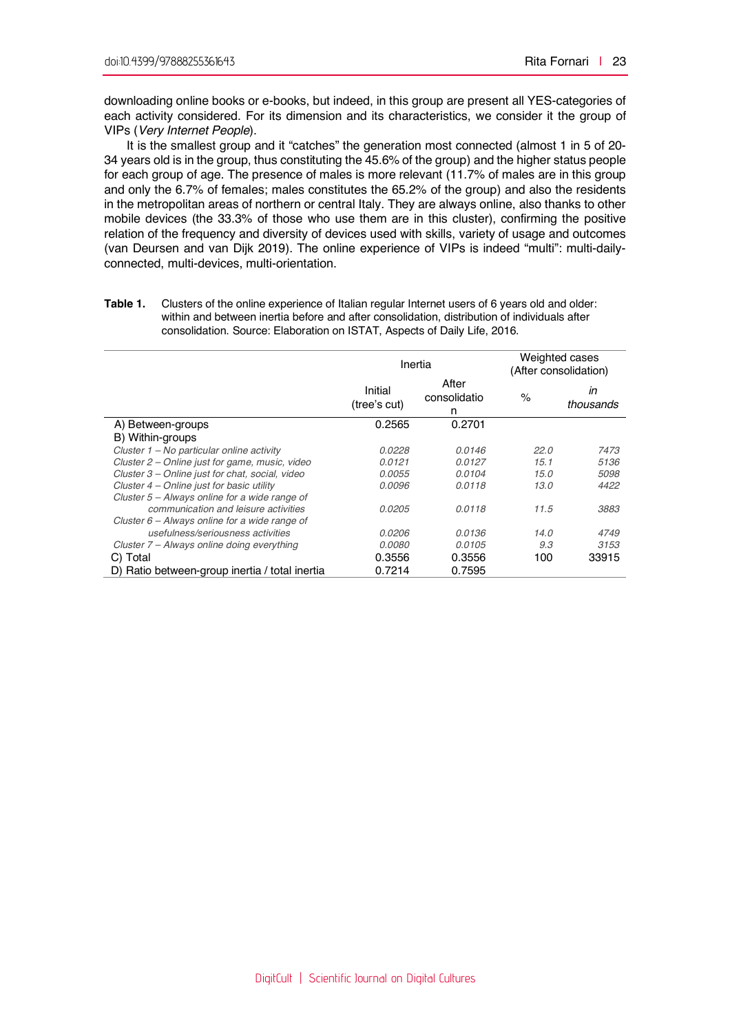downloading online books or e-books, but indeed, in this group are present all YES-categories of each activity considered. For its dimension and its characteristics, we consider it the group of VIPs (*Very Internet People*).

It is the smallest group and it "catches" the generation most connected (almost 1 in 5 of 20-34 years old is in the group, thus constituting the 45.6% of the group) and the higher status people for each group of age. The presence of males is more relevant (11.7% of males are in this group and only the 6.7% of females; males constitutes the 65.2% of the group) and also the residents in the metropolitan areas of northern or central Italy. They are always online, also thanks to other mobile devices (the 33.3% of those who use them are in this cluster), confirming the positive relation of the frequency and diversity of devices used with skills, variety of usage and outcomes (van Deursen and van Dijk 2019). The online experience of VIPs is indeed "multi": multi-daily-connected, multi-devices, multi-orientation.

**Table 1.** Clusters of the online experience of Italian regular Internet users of 6 years old and older: within and between inertia before and after consolidation, distribution of individuals after consolidation. Source: Elaboration on ISTAT, Aspects of Daily Life, 2016.

| | Inertia | | Weighted cases (After consolidation) | |
|---|---|---|---|---|
| | Initial (tree's cut) | After consolidation | % | *in thousands* |
| A) Between-groups | 0.2565 | 0.2701 | | |
| B) Within-groups | | | | |
| *Cluster 1 – No particular online activity* | *0.0228* | *0.0146* | *22.0* | *7473* |
| *Cluster 2 – Online just for game, music, video* | *0.0121* | *0.0127* | *15.1* | *5136* |
| *Cluster 3 – Online just for chat, social, video* | *0.0055* | *0.0104* | *15.0* | *5098* |
| *Cluster 4 – Online just for basic utility* | *0.0096* | *0.0118* | *13.0* | *4422* |
| *Cluster 5 – Always online for a wide range of communication and leisure activities* | *0.0205* | *0.0118* | *11.5* | *3883* |
| *Cluster 6 – Always online for a wide range of usefulness/seriousness activities* | *0.0206* | *0.0136* | *14.0* | *4749* |
| *Cluster 7 – Always online doing everything* | *0.0080* | *0.0105* | *9.3* | *3153* |
| C) Total | 0.3556 | 0.3556 | 100 | 33915 |
| D) Ratio between-group inertia / total inertia | 0.7214 | 0.7595 | | |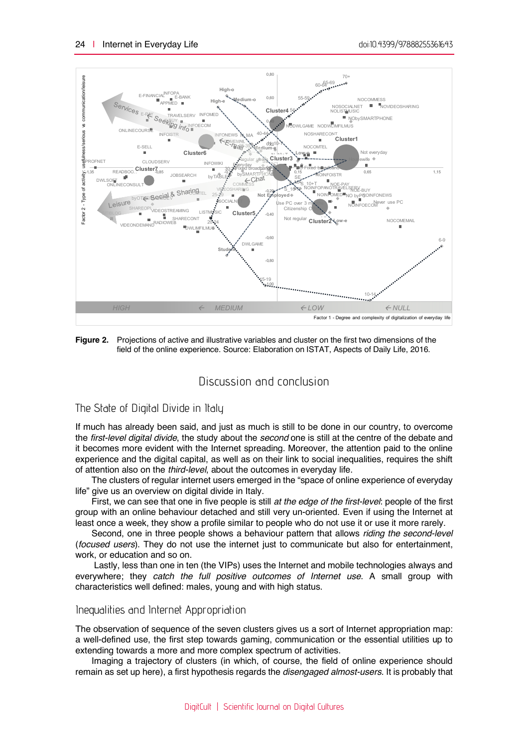**Figure 2.** Projections of active and illustrative variables and cluster on the first two dimensions of the field of the online experience. Source: Elaboration on ISTAT, Aspects of Daily Life, 2016.

## Discussion and conclusion

### The State of Digital Divide in Italy

If much has already been said, and just as much is still to be done in our country, to overcome the *first-level digital divide*, the study about the *second* one is still at the centre of the debate and it becomes more evident with the Internet spreading. Moreover, the attention paid to the online experience and the digital capital, as well as on their link to social inequalities, requires the shift of attention also on the *third-level*, about the outcomes in everyday life.

The clusters of regular internet users emerged in the "space of online experience of everyday life" give us an overview on digital divide in Italy.

First, we can see that one in five people is still *at the edge of the first-level*: people of the first group with an online behaviour detached and still very un-oriented. Even if using the Internet at least once a week, they show a profile similar to people who do not use it or use it more rarely.

Second, one in three people shows a behaviour pattern that allows *riding the second-level* (*focused users*). They do not use the internet just to communicate but also for entertainment, work, or education and so on.

Lastly, less than one in ten (the VIPs) uses the Internet and mobile technologies always and everywhere; they *catch the full positive outcomes of Internet use*. A small group with characteristics well defined: males, young and with high status.

### Inequalities and Internet Appropriation

The observation of sequence of the seven clusters gives us a sort of Internet appropriation map: a well-defined use, the first step towards gaming, communication or the essential utilities up to extending towards a more and more complex spectrum of activities.

Imaging a trajectory of clusters (in which, of course, the field of online experience should remain as set up here), a first hypothesis regards the *disengaged almost-users*. It is probably that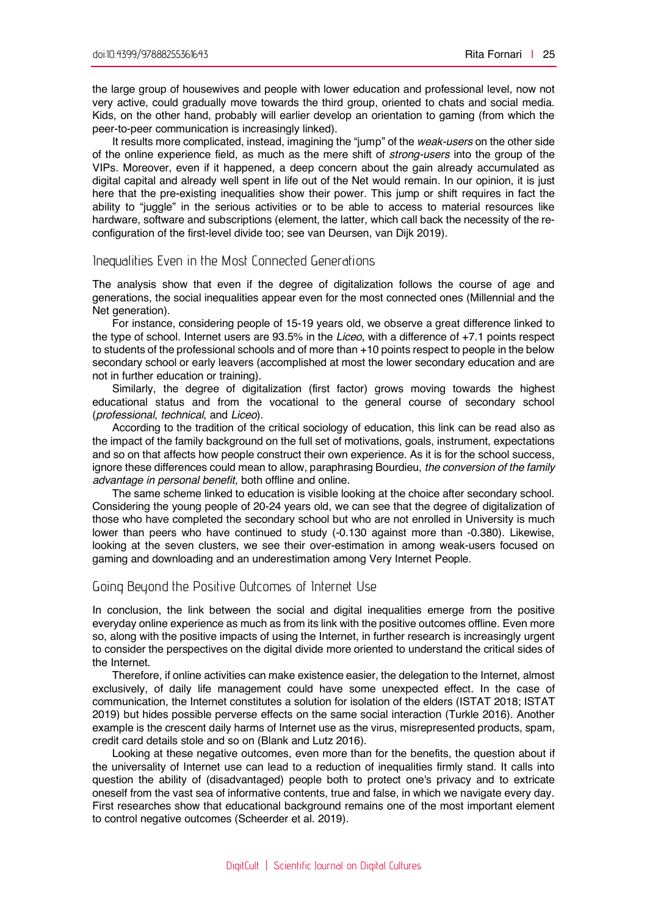the large group of housewives and people with lower education and professional level, now not very active, could gradually move towards the third group, oriented to chats and social media. Kids, on the other hand, probably will earlier develop an orientation to gaming (from which the peer-to-peer communication is increasingly linked).

It results more complicated, instead, imagining the "jump" of the *weak-users* on the other side of the online experience field, as much as the mere shift of *strong-users* into the group of the VIPs. Moreover, even if it happened, a deep concern about the gain already accumulated as digital capital and already well spent in life out of the Net would remain. In our opinion, it is just here that the pre-existing inequalities show their power. This jump or shift requires in fact the ability to "juggle" in the serious activities or to be able to access to material resources like hardware, software and subscriptions (element, the latter, which call back the necessity of the re-configuration of the first-level divide too; see van Deursen, van Dijk 2019).

## Inequalities Even in the Most Connected Generations

The analysis show that even if the degree of digitalization follows the course of age and generations, the social inequalities appear even for the most connected ones (Millennial and the Net generation).

For instance, considering people of 15-19 years old, we observe a great difference linked to the type of school. Internet users are 93.5% in the *Liceo*, with a difference of +7.1 points respect to students of the professional schools and of more than +10 points respect to people in the below secondary school or early leavers (accomplished at most the lower secondary education and are not in further education or training).

Similarly, the degree of digitalization (first factor) grows moving towards the highest educational status and from the vocational to the general course of secondary school (*professional*, *technical*, and *Liceo*).

According to the tradition of the critical sociology of education, this link can be read also as the impact of the family background on the full set of motivations, goals, instrument, expectations and so on that affects how people construct their own experience. As it is for the school success, ignore these differences could mean to allow, paraphrasing Bourdieu, *the conversion of the family advantage in personal benefit,* both offline and online.

The same scheme linked to education is visible looking at the choice after secondary school. Considering the young people of 20-24 years old, we can see that the degree of digitalization of those who have completed the secondary school but who are not enrolled in University is much lower than peers who have continued to study (-0.130 against more than -0.380). Likewise, looking at the seven clusters, we see their over-estimation in among weak-users focused on gaming and downloading and an underestimation among Very Internet People.

## Going Beyond the Positive Outcomes of Internet Use

In conclusion, the link between the social and digital inequalities emerge from the positive everyday online experience as much as from its link with the positive outcomes offline. Even more so, along with the positive impacts of using the Internet, in further research is increasingly urgent to consider the perspectives on the digital divide more oriented to understand the critical sides of the Internet.

Therefore, if online activities can make existence easier, the delegation to the Internet, almost exclusively, of daily life management could have some unexpected effect. In the case of communication, the Internet constitutes a solution for isolation of the elders (ISTAT 2018; ISTAT 2019) but hides possible perverse effects on the same social interaction (Turkle 2016). Another example is the crescent daily harms of Internet use as the virus, misrepresented products, spam, credit card details stole and so on (Blank and Lutz 2016).

Looking at these negative outcomes, even more than for the benefits, the question about if the universality of Internet use can lead to a reduction of inequalities firmly stand. It calls into question the ability of (disadvantaged) people both to protect one's privacy and to extricate oneself from the vast sea of informative contents, true and false, in which we navigate every day. First researches show that educational background remains one of the most important element to control negative outcomes (Scheerder et al. 2019).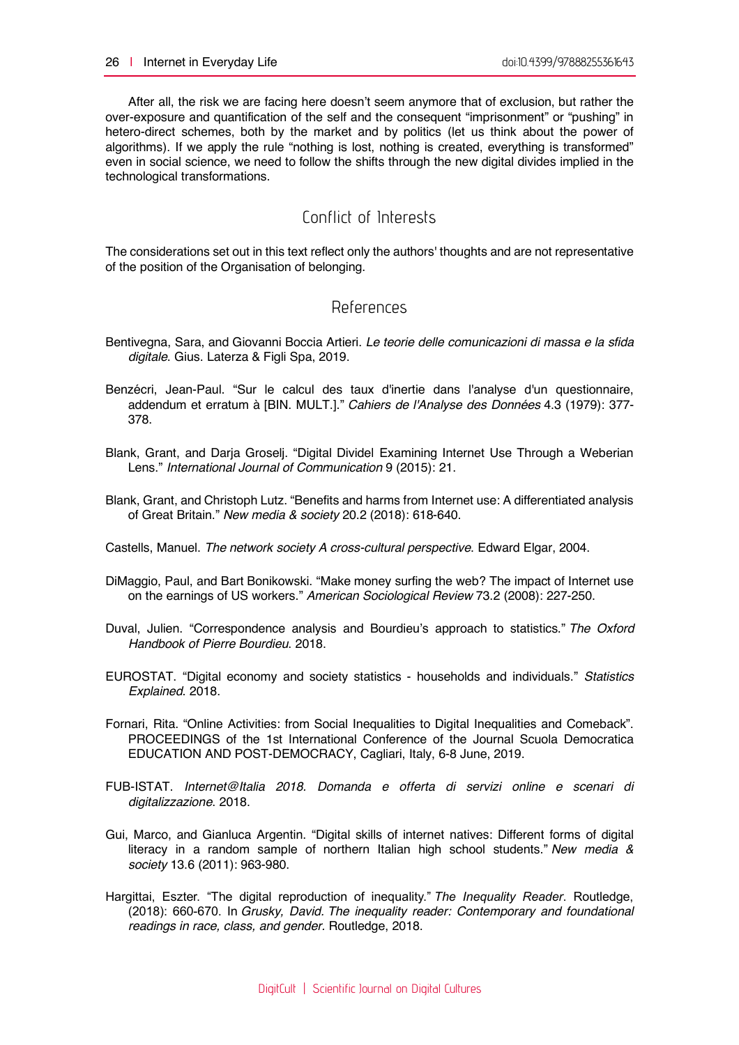After all, the risk we are facing here doesn't seem anymore that of exclusion, but rather the over-exposure and quantification of the self and the consequent "imprisonment" or "pushing" in hetero-direct schemes, both by the market and by politics (let us think about the power of algorithms). If we apply the rule "nothing is lost, nothing is created, everything is transformed" even in social science, we need to follow the shifts through the new digital divides implied in the technological transformations.

## Conflict of Interests

The considerations set out in this text reflect only the authors' thoughts and are not representative of the position of the Organisation of belonging.

## References

Bentivegna, Sara, and Giovanni Boccia Artieri. *Le teorie delle comunicazioni di massa e la sfida digitale*. Gius. Laterza & Figli Spa, 2019.

Benzécri, Jean-Paul. "Sur le calcul des taux d'inertie dans l'analyse d'un questionnaire, addendum et erratum à [BIN. MULT.]." *Cahiers de l'Analyse des Données* 4.3 (1979): 377-378.

Blank, Grant, and Darja Groselj. "Digital DivideI Examining Internet Use Through a Weberian Lens." *International Journal of Communication* 9 (2015): 21.

Blank, Grant, and Christoph Lutz. "Benefits and harms from Internet use: A differentiated analysis of Great Britain." *New media & society* 20.2 (2018): 618-640.

Castells, Manuel. *The network society A cross-cultural perspective*. Edward Elgar, 2004.

DiMaggio, Paul, and Bart Bonikowski. "Make money surfing the web? The impact of Internet use on the earnings of US workers." *American Sociological Review* 73.2 (2008): 227-250.

Duval, Julien. "Correspondence analysis and Bourdieu's approach to statistics." *The Oxford Handbook of Pierre Bourdieu*. 2018.

EUROSTAT. "Digital economy and society statistics - households and individuals." *Statistics Explained*. 2018.

Fornari, Rita. "Online Activities: from Social Inequalities to Digital Inequalities and Comeback". PROCEEDINGS of the 1st International Conference of the Journal Scuola Democratica EDUCATION AND POST-DEMOCRACY, Cagliari, Italy, 6-8 June, 2019.

FUB-ISTAT. *Internet@Italia 2018. Domanda e offerta di servizi online e scenari di digitalizzazione*. 2018.

Gui, Marco, and Gianluca Argentin. "Digital skills of internet natives: Different forms of digital literacy in a random sample of northern Italian high school students." *New media & society* 13.6 (2011): 963-980.

Hargittai, Eszter. "The digital reproduction of inequality." *The Inequality Reader*. Routledge, (2018): 660-670. In *Grusky, David. The inequality reader: Contemporary and foundational readings in race, class, and gender*. Routledge, 2018.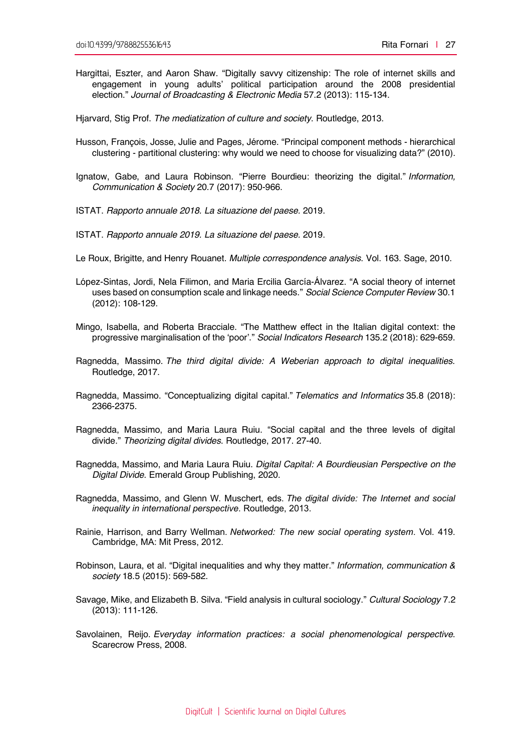Hargittai, Eszter, and Aaron Shaw. “Digitally savvy citizenship: The role of internet skills and engagement in young adults’ political participation around the 2008 presidential election.” *Journal of Broadcasting & Electronic Media* 57.2 (2013): 115-134.

Hjarvard, Stig Prof. *The mediatization of culture and society*. Routledge, 2013.

Husson, François, Josse, Julie and Pages, Jérome. “Principal component methods - hierarchical clustering - partitional clustering: why would we need to choose for visualizing data?” (2010).

Ignatow, Gabe, and Laura Robinson. “Pierre Bourdieu: theorizing the digital.” *Information, Communication & Society* 20.7 (2017): 950-966.

ISTAT. *Rapporto annuale 2018. La situazione del paese*. 2019.

ISTAT. *Rapporto annuale 2019. La situazione del paese*. 2019.

Le Roux, Brigitte, and Henry Rouanet. *Multiple correspondence analysis*. Vol. 163. Sage, 2010.

López-Sintas, Jordi, Nela Filimon, and Maria Ercilia García-Álvarez. “A social theory of internet uses based on consumption scale and linkage needs.” *Social Science Computer Review* 30.1 (2012): 108-129.

Mingo, Isabella, and Roberta Bracciale. “The Matthew effect in the Italian digital context: the progressive marginalisation of the ‘poor’.” *Social Indicators Research* 135.2 (2018): 629-659.

Ragnedda, Massimo. *The third digital divide: A Weberian approach to digital inequalities*. Routledge, 2017.

Ragnedda, Massimo. “Conceptualizing digital capital.” *Telematics and Informatics* 35.8 (2018): 2366-2375.

Ragnedda, Massimo, and Maria Laura Ruiu. “Social capital and the three levels of digital divide.” *Theorizing digital divides*. Routledge, 2017. 27-40.

Ragnedda, Massimo, and Maria Laura Ruiu. *Digital Capital: A Bourdieusian Perspective on the Digital Divide*. Emerald Group Publishing, 2020.

Ragnedda, Massimo, and Glenn W. Muschert, eds. *The digital divide: The Internet and social inequality in international perspective*. Routledge, 2013.

Rainie, Harrison, and Barry Wellman. *Networked: The new social operating system*. Vol. 419. Cambridge, MA: Mit Press, 2012.

Robinson, Laura, et al. “Digital inequalities and why they matter.” *Information, communication & society* 18.5 (2015): 569-582.

Savage, Mike, and Elizabeth B. Silva. “Field analysis in cultural sociology.” *Cultural Sociology* 7.2 (2013): 111-126.

Savolainen, Reijo. *Everyday information practices: a social phenomenological perspective*. Scarecrow Press, 2008.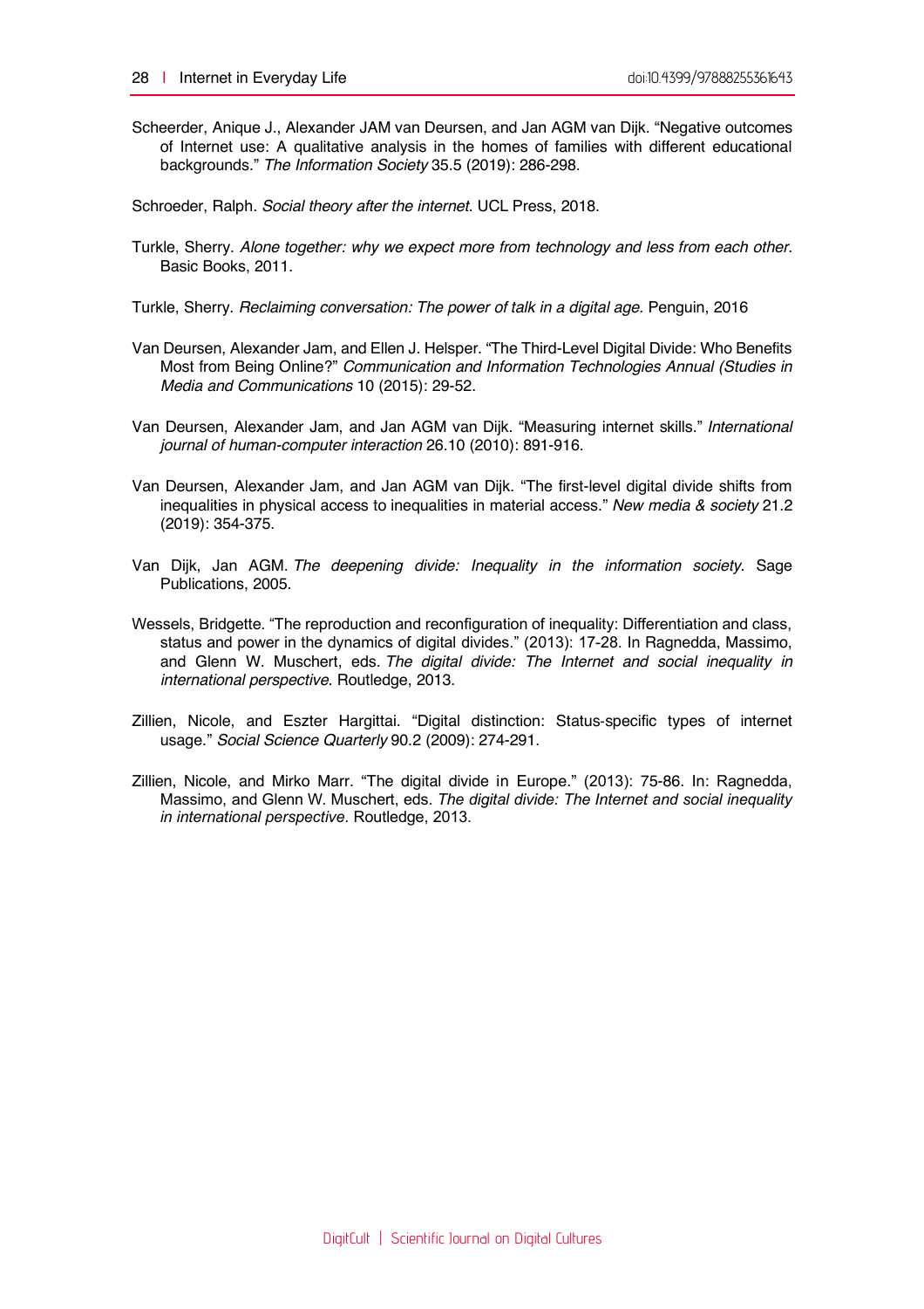Scheerder, Anique J., Alexander JAM van Deursen, and Jan AGM van Dijk. "Negative outcomes of Internet use: A qualitative analysis in the homes of families with different educational backgrounds." *The Information Society* 35.5 (2019): 286-298.

Schroeder, Ralph. *Social theory after the internet*. UCL Press, 2018.

Turkle, Sherry. *Alone together: why we expect more from technology and less from each other*. Basic Books, 2011.

Turkle, Sherry. *Reclaiming conversation: The power of talk in a digital age*. Penguin, 2016

Van Deursen, Alexander Jam, and Ellen J. Helsper. "The Third-Level Digital Divide: Who Benefits Most from Being Online?" *Communication and Information Technologies Annual (Studies in Media and Communications* 10 (2015): 29-52.

Van Deursen, Alexander Jam, and Jan AGM van Dijk. "Measuring internet skills." *International journal of human-computer interaction* 26.10 (2010): 891-916.

Van Deursen, Alexander Jam, and Jan AGM van Dijk. "The first-level digital divide shifts from inequalities in physical access to inequalities in material access." *New media & society* 21.2 (2019): 354-375.

Van Dijk, Jan AGM. *The deepening divide: Inequality in the information society*. Sage Publications, 2005.

Wessels, Bridgette. "The reproduction and reconfiguration of inequality: Differentiation and class, status and power in the dynamics of digital divides." (2013): 17-28. In Ragnedda, Massimo, and Glenn W. Muschert, eds. *The digital divide: The Internet and social inequality in international perspective*. Routledge, 2013.

Zillien, Nicole, and Eszter Hargittai. "Digital distinction: Status-specific types of internet usage." *Social Science Quarterly* 90.2 (2009): 274-291.

Zillien, Nicole, and Mirko Marr. "The digital divide in Europe." (2013): 75-86. In: Ragnedda, Massimo, and Glenn W. Muschert, eds. *The digital divide: The Internet and social inequality in international perspective*. Routledge, 2013.